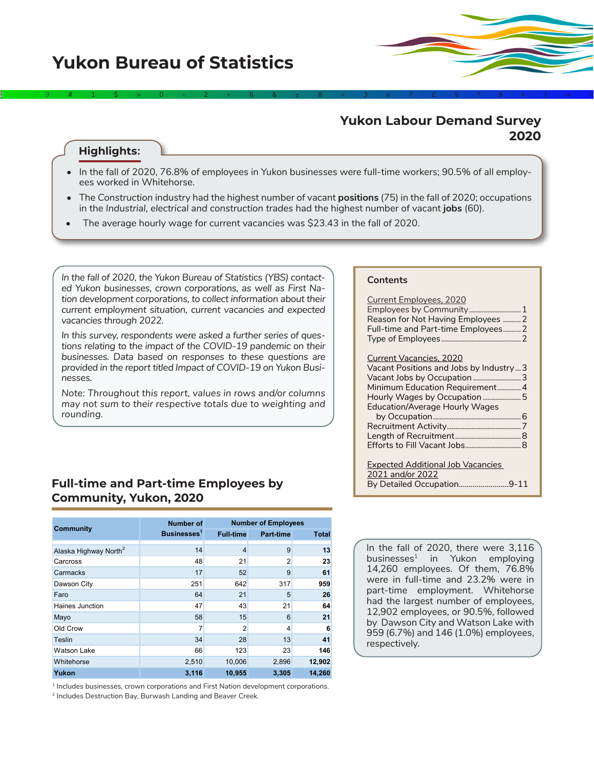# Yukon Bureau of Statistics

## Yukon Labour Demand Survey 2020

### Highlights:

- In the fall of 2020, 76.8% of employees in Yukon businesses were full-time workers; 90.5% of all employees worked in Whitehorse.
- The *Construction* industry had the highest number of vacant **positions** (75) in the fall of 2020; occupations in the *Industrial, electrical and construction trades* had the highest number of vacant **jobs** (60).
- The average hourly wage for current vacancies was $23.43 in the fall of 2020.

*In the fall of 2020, the Yukon Bureau of Statistics (YBS) contacted Yukon businesses, crown corporations, as well as First Nation development corporations, to collect information about their current employment situation, current vacancies and expected vacancies through 2022.*

*In this survey, respondents were asked a further series of questions relating to the impact of the COVID-19 pandemic on their businesses. Data based on responses to these questions are provided in the report titled Impact of COVID-19 on Yukon Businesses.*

*Note: Throughout this report, values in rows and/or columns may not sum to their respective totals due to weighting and rounding.*

**Contents**

Current Employees, 2020
- Employees by Community .......... 1
- Reason for Not Having Employees .......... 2
- Full-time and Part-time Employees .......... 2
- Type of Employees .......... 2

Current Vacancies, 2020
- Vacant Positions and Jobs by Industry .......... 3
- Vacant Jobs by Occupation .......... 3
- Minimum Education Requirement .......... 4
- Hourly Wages by Occupation .......... 5
- Education/Average Hourly Wages by Occupation .......... 6
- Recruitment Activity .......... 7
- Length of Recruitment .......... 8
- Efforts to Fill Vacant Jobs .......... 8

Expected Additional Job Vacancies 2021 and/or 2022
- By Detailed Occupation .......... 9-11

## Full-time and Part-time Employees by Community, Yukon, 2020

| Community | Number of Businesses[1] | Number of Employees | | |
|---|---|---|---|---|
| | | Full-time | Part-time | Total |
| Alaska Highway North[2] | 14 | 4 | 9 | **13** |
| Carcross | 48 | 21 | 2 | **23** |
| Carmacks | 17 | 52 | 9 | **61** |
| Dawson City | 251 | 642 | 317 | **959** |
| Faro | 64 | 21 | 5 | **26** |
| Haines Junction | 47 | 43 | 21 | **64** |
| Mayo | 58 | 15 | 6 | **21** |
| Old Crow | 7 | 2 | 4 | **6** |
| Teslin | 34 | 28 | 13 | **41** |
| Watson Lake | 66 | 123 | 23 | **146** |
| Whitehorse | 2,510 | 10,006 | 2,896 | **12,902** |
| **Yukon** | **3,116** | **10,955** | **3,305** | **14,260** |

[1] Includes businesses, crown corporations and First Nation development corporations.
[2] Includes Destruction Bay, Burwash Landing and Beaver Creek.

In the fall of 2020, there were 3,116 businesses[1] in Yukon employing 14,260 employees. Of them, 76.8% were in full-time and 23.2% were in part-time employment. Whitehorse had the largest number of employees, 12,902 employees, or 90.5%, followed by Dawson City and Watson Lake with 959 (6.7%) and 146 (1.0%) employees, respectively.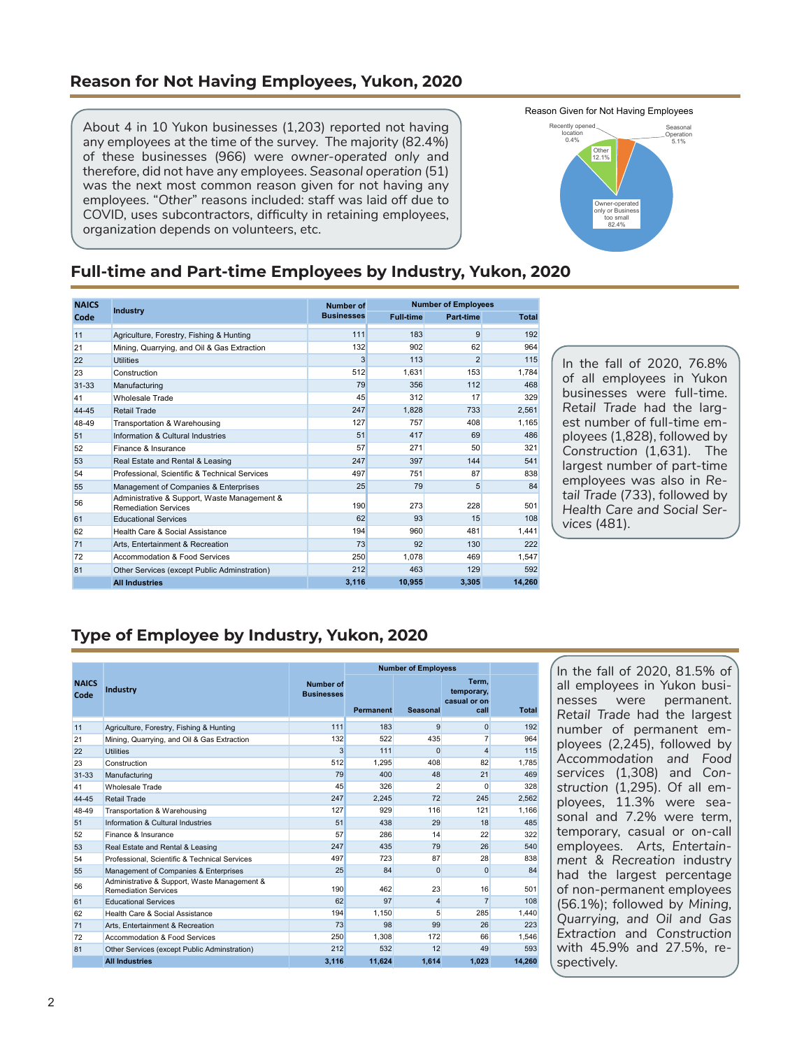## Reason for Not Having Employees, Yukon, 2020

About 4 in 10 Yukon businesses (1,203) reported not having any employees at the time of the survey. The majority (82.4%) of these businesses (966) were *owner-operated only* and therefore, did not have any employees. *Seasonal operation* (51) was the next most common reason given for not having any employees. "Other" reasons included: staff was laid off due to COVID, uses subcontractors, difficulty in retaining employees, organization depends on volunteers, etc.

Reason Given for Not Having Employees

- Recently opened location 0.4%
- Seasonal Operation 5.1%
- Other 12.1%
- Owner-operated only or Business too small 82.4%

## Full-time and Part-time Employees by Industry, Yukon, 2020

| NAICS Code | Industry | Number of Businesses | Number of Employees | | |
|---|---|---|---|---|---|
| | | | Full-time | Part-time | Total |
| 11 | Agriculture, Forestry, Fishing & Hunting | 111 | 183 | 9 | 192 |
| 21 | Mining, Quarrying, and Oil & Gas Extraction | 132 | 902 | 62 | 964 |
| 22 | Utilities | 3 | 113 | 2 | 115 |
| 23 | Construction | 512 | 1,631 | 153 | 1,784 |
| 31-33 | Manufacturing | 79 | 356 | 112 | 468 |
| 41 | Wholesale Trade | 45 | 312 | 17 | 329 |
| 44-45 | Retail Trade | 247 | 1,828 | 733 | 2,561 |
| 48-49 | Transportation & Warehousing | 127 | 757 | 408 | 1,165 |
| 51 | Information & Cultural Industries | 51 | 417 | 69 | 486 |
| 52 | Finance & Insurance | 57 | 271 | 50 | 321 |
| 53 | Real Estate and Rental & Leasing | 247 | 397 | 144 | 541 |
| 54 | Professional, Scientific & Technical Services | 497 | 751 | 87 | 838 |
| 55 | Management of Companies & Enterprises | 25 | 79 | 5 | 84 |
| 56 | Administrative & Support, Waste Management & Remediation Services | 190 | 273 | 228 | 501 |
| 61 | Educational Services | 62 | 93 | 15 | 108 |
| 62 | Health Care & Social Assistance | 194 | 960 | 481 | 1,441 |
| 71 | Arts, Entertainment & Recreation | 73 | 92 | 130 | 222 |
| 72 | Accommodation & Food Services | 250 | 1,078 | 469 | 1,547 |
| 81 | Other Services (except Public Adminstration) | 212 | 463 | 129 | 592 |
| | **All Industries** | **3,116** | **10,955** | **3,305** | **14,260** |

In the fall of 2020, 76.8% of all employees in Yukon businesses were full-time. *Retail Trade* had the largest number of full-time employees (1,828), followed by *Construction* (1,631). The largest number of part-time employees was also in *Retail Trade* (733), followed by *Health Care and Social Services* (481).

## Type of Employee by Industry, Yukon, 2020

| NAICS Code | Industry | Number of Businesses | Number of Employees | | | |
|---|---|---|---|---|---|---|
| | | | Permanent | Seasonal | Term, temporary, casual or on call | Total |
| 11 | Agriculture, Forestry, Fishing & Hunting | 111 | 183 | 9 | 0 | 192 |
| 21 | Mining, Quarrying, and Oil & Gas Extraction | 132 | 522 | 435 | 7 | 964 |
| 22 | Utilities | 3 | 111 | 0 | 4 | 115 |
| 23 | Construction | 512 | 1,295 | 408 | 82 | 1,785 |
| 31-33 | Manufacturing | 79 | 400 | 48 | 21 | 469 |
| 41 | Wholesale Trade | 45 | 326 | 2 | 0 | 328 |
| 44-45 | Retail Trade | 247 | 2,245 | 72 | 245 | 2,562 |
| 48-49 | Transportation & Warehousing | 127 | 929 | 116 | 121 | 1,166 |
| 51 | Information & Cultural Industries | 51 | 438 | 29 | 18 | 485 |
| 52 | Finance & Insurance | 57 | 286 | 14 | 22 | 322 |
| 53 | Real Estate and Rental & Leasing | 247 | 435 | 79 | 26 | 540 |
| 54 | Professional, Scientific & Technical Services | 497 | 723 | 87 | 28 | 838 |
| 55 | Management of Companies & Enterprises | 25 | 84 | 0 | 0 | 84 |
| 56 | Administrative & Support, Waste Management & Remediation Services | 190 | 462 | 23 | 16 | 501 |
| 61 | Educational Services | 62 | 97 | 4 | 7 | 108 |
| 62 | Health Care & Social Assistance | 194 | 1,150 | 5 | 285 | 1,440 |
| 71 | Arts, Entertainment & Recreation | 73 | 98 | 99 | 26 | 223 |
| 72 | Accommodation & Food Services | 250 | 1,308 | 172 | 66 | 1,546 |
| 81 | Other Services (except Public Adminstration) | 212 | 532 | 12 | 49 | 593 |
| | **All Industries** | **3,116** | **11,624** | **1,614** | **1,023** | **14,260** |

In the fall of 2020, 81.5% of all employees in Yukon businesses were permanent. *Retail Trade* had the largest number of permanent employees (2,245), followed by *Accommodation and Food services* (1,308) and *Construction* (1,295). Of all employees, 11.3% were seasonal and 7.2% were term, temporary, casual or on-call employees. *Arts, Entertainment & Recreation* industry had the largest percentage of non-permanent employees (56.1%); followed by *Mining, Quarrying, and Oil and Gas Extraction* and *Construction* with 45.9% and 27.5%, respectively.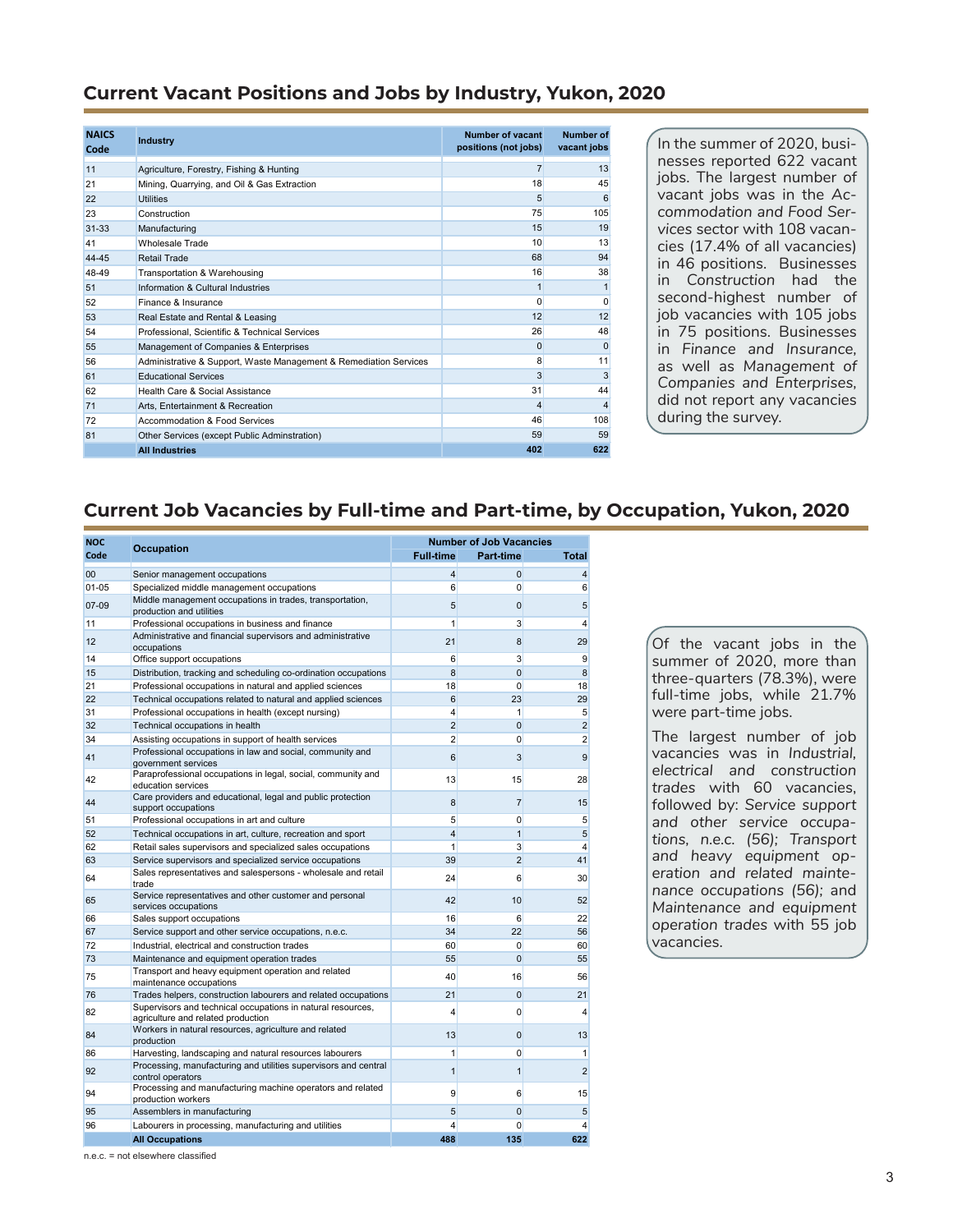## Current Vacant Positions and Jobs by Industry, Yukon, 2020

| NAICS Code | Industry | Number of vacant positions (not jobs) | Number of vacant jobs |
|---|---|---|---|
| 11 | Agriculture, Forestry, Fishing & Hunting | 7 | 13 |
| 21 | Mining, Quarrying, and Oil & Gas Extraction | 18 | 45 |
| 22 | Utilities | 5 | 6 |
| 23 | Construction | 75 | 105 |
| 31-33 | Manufacturing | 15 | 19 |
| 41 | Wholesale Trade | 10 | 13 |
| 44-45 | Retail Trade | 68 | 94 |
| 48-49 | Transportation & Warehousing | 16 | 38 |
| 51 | Information & Cultural Industries | 1 | 1 |
| 52 | Finance & Insurance | 0 | 0 |
| 53 | Real Estate and Rental & Leasing | 12 | 12 |
| 54 | Professional, Scientific & Technical Services | 26 | 48 |
| 55 | Management of Companies & Enterprises | 0 | 0 |
| 56 | Administrative & Support, Waste Management & Remediation Services | 8 | 11 |
| 61 | Educational Services | 3 | 3 |
| 62 | Health Care & Social Assistance | 31 | 44 |
| 71 | Arts, Entertainment & Recreation | 4 | 4 |
| 72 | Accommodation & Food Services | 46 | 108 |
| 81 | Other Services (except Public Adminstration) | 59 | 59 |
| | **All Industries** | **402** | **622** |

In the summer of 2020, businesses reported 622 vacant jobs. The largest number of vacant jobs was in the *Accommodation and Food Services* sector with 108 vacancies (17.4% of all vacancies) in 46 positions. Businesses in *Construction* had the second-highest number of job vacancies with 105 jobs in 75 positions. Businesses in *Finance and Insurance*, as well as *Management of Companies and Enterprises*, did not report any vacancies during the survey.

## Current Job Vacancies by Full-time and Part-time, by Occupation, Yukon, 2020

| NOC Code | Occupation | Number of Job Vacancies | | |
|---|---|---|---|---|
| | | Full-time | Part-time | Total |
| 00 | Senior management occupations | 4 | 0 | 4 |
| 01-05 | Specialized middle management occupations | 6 | 0 | 6 |
| 07-09 | Middle management occupations in trades, transportation, production and utilities | 5 | 0 | 5 |
| 11 | Professional occupations in business and finance | 1 | 3 | 4 |
| 12 | Administrative and financial supervisors and administrative occupations | 21 | 8 | 29 |
| 14 | Office support occupations | 6 | 3 | 9 |
| 15 | Distribution, tracking and scheduling co-ordination occupations | 8 | 0 | 8 |
| 21 | Professional occupations in natural and applied sciences | 18 | 0 | 18 |
| 22 | Technical occupations related to natural and applied sciences | 6 | 23 | 29 |
| 31 | Professional occupations in health (except nursing) | 4 | 1 | 5 |
| 32 | Technical occupations in health | 2 | 0 | 2 |
| 34 | Assisting occupations in support of health services | 2 | 0 | 2 |
| 41 | Professional occupations in law and social, community and government services | 6 | 3 | 9 |
| 42 | Paraprofessional occupations in legal, social, community and education services | 13 | 15 | 28 |
| 44 | Care providers and educational, legal and public protection support occupations | 8 | 7 | 15 |
| 51 | Professional occupations in art and culture | 5 | 0 | 5 |
| 52 | Technical occupations in art, culture, recreation and sport | 4 | 1 | 5 |
| 62 | Retail sales supervisors and specialized sales occupations | 1 | 3 | 4 |
| 63 | Service supervisors and specialized service occupations | 39 | 2 | 41 |
| 64 | Sales representatives and salespersons - wholesale and retail trade | 24 | 6 | 30 |
| 65 | Service representatives and other customer and personal services occupations | 42 | 10 | 52 |
| 66 | Sales support occupations | 16 | 6 | 22 |
| 67 | Service support and other service occupations, n.e.c. | 34 | 22 | 56 |
| 72 | Industrial, electrical and construction trades | 60 | 0 | 60 |
| 73 | Maintenance and equipment operation trades | 55 | 0 | 55 |
| 75 | Transport and heavy equipment operation and related maintenance occupations | 40 | 16 | 56 |
| 76 | Trades helpers, construction labourers and related occupations | 21 | 0 | 21 |
| 82 | Supervisors and technical occupations in natural resources, agriculture and related production | 4 | 0 | 4 |
| 84 | Workers in natural resources, agriculture and related production | 13 | 0 | 13 |
| 86 | Harvesting, landscaping and natural resources labourers | 1 | 0 | 1 |
| 92 | Processing, manufacturing and utilities supervisors and central control operators | 1 | 1 | 2 |
| 94 | Processing and manufacturing machine operators and related production workers | 9 | 6 | 15 |
| 95 | Assemblers in manufacturing | 5 | 0 | 5 |
| 96 | Labourers in processing, manufacturing and utilities | 4 | 0 | 4 |
| | **All Occupations** | **488** | **135** | **622** |

n.e.c. = not elsewhere classified

Of the vacant jobs in the summer of 2020, more than three-quarters (78.3%), were full-time jobs, while 21.7% were part-time jobs.

The largest number of job vacancies was in *Industrial, electrical and construction trades* with 60 vacancies, followed by: *Service support and other service occupations, n.e.c.* (56); *Transport and heavy equipment operation and related maintenance occupations* (56); and *Maintenance and equipment operation trades* with 55 job vacancies.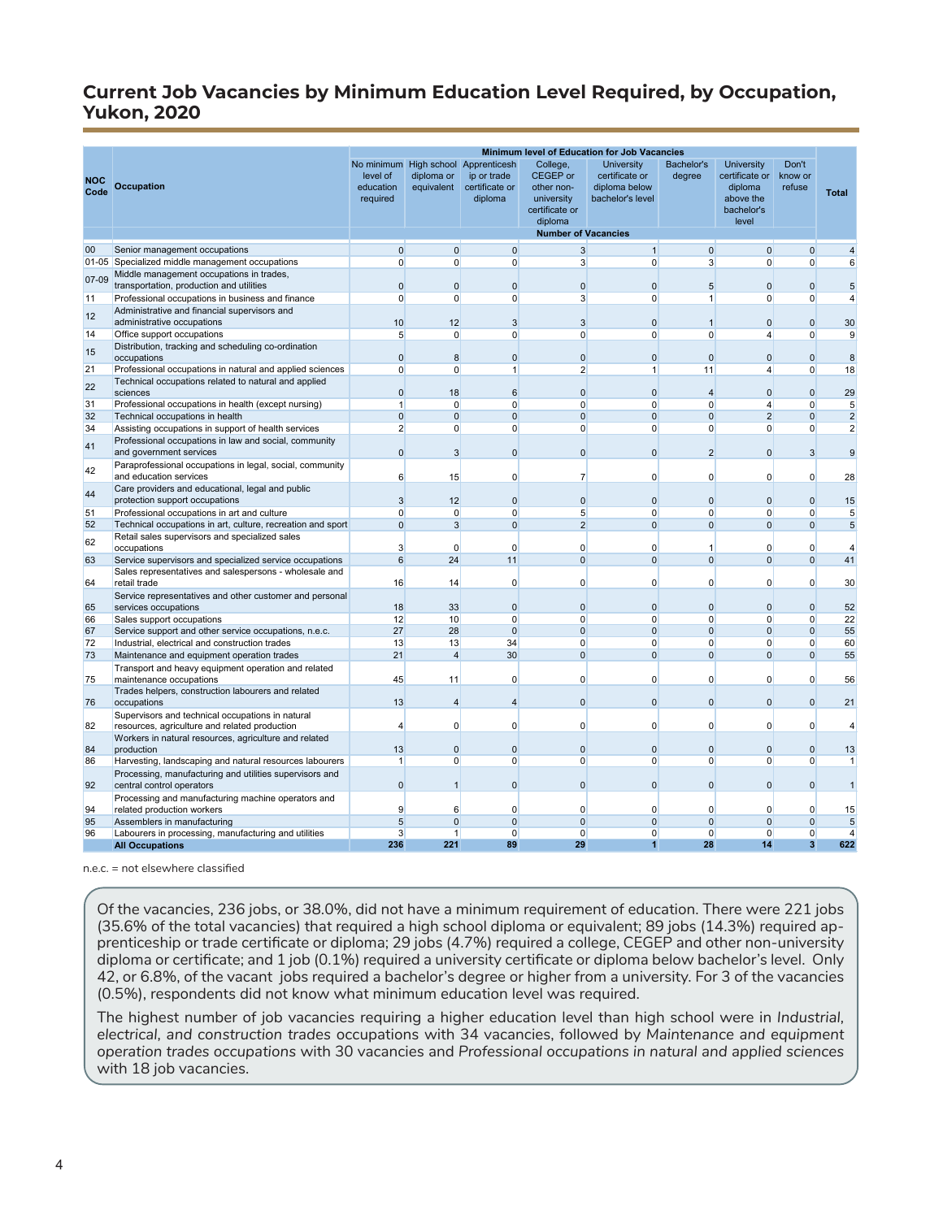## Current Job Vacancies by Minimum Education Level Required, by Occupation, Yukon, 2020

| NOC Code | Occupation | Minimum level of Education for Job Vacancies | | | | | | | | Total |
|---|---|---|---|---|---|---|---|---|---|---|
| | | No minimum level of education required | High school diploma or equivalent | Apprenticeship or trade certificate or diploma | College, CEGEP or other non-university certificate or diploma | University certificate or diploma below bachelor's level | Bachelor's degree | University certificate or diploma above the bachelor's level | Don't know or refuse | |
| | | Number of Vacancies | | | | | | | | |
| 00 | Senior management occupations | 0 | 0 | 0 | 3 | 1 | 0 | 0 | 0 | 4 |
| 01-05 | Specialized middle management occupations | 0 | 0 | 0 | 3 | 0 | 3 | 0 | 0 | 6 |
| 07-09 | Middle management occupations in trades, transportation, production and utilities | 0 | 0 | 0 | 0 | 0 | 5 | 0 | 0 | 5 |
| 11 | Professional occupations in business and finance | 0 | 0 | 0 | 3 | 0 | 1 | 0 | 0 | 4 |
| 12 | Administrative and financial supervisors and administrative occupations | 10 | 12 | 3 | 3 | 0 | 1 | 0 | 0 | 30 |
| 14 | Office support occupations | 5 | 0 | 0 | 0 | 0 | 0 | 4 | 0 | 9 |
| 15 | Distribution, tracking and scheduling co-ordination occupations | 0 | 8 | 0 | 0 | 0 | 0 | 0 | 0 | 8 |
| 21 | Professional occupations in natural and applied sciences | 0 | 0 | 1 | 2 | 1 | 11 | 4 | 0 | 18 |
| 22 | Technical occupations related to natural and applied sciences | 0 | 18 | 6 | 0 | 0 | 4 | 0 | 0 | 29 |
| 31 | Professional occupations in health (except nursing) | 1 | 0 | 0 | 0 | 0 | 0 | 4 | 0 | 5 |
| 32 | Technical occupations in health | 0 | 0 | 0 | 0 | 0 | 0 | 2 | 0 | 2 |
| 34 | Assisting occupations in support of health services | 2 | 0 | 0 | 0 | 0 | 0 | 0 | 0 | 2 |
| 41 | Professional occupations in law and social, community and government services | 0 | 3 | 0 | 0 | 0 | 2 | 0 | 3 | 9 |
| 42 | Paraprofessional occupations in legal, social, community and education services | 6 | 15 | 0 | 7 | 0 | 0 | 0 | 0 | 28 |
| 44 | Care providers and educational, legal and public protection support occupations | 3 | 12 | 0 | 0 | 0 | 0 | 0 | 0 | 15 |
| 51 | Professional occupations in art and culture | 0 | 0 | 0 | 5 | 0 | 0 | 0 | 0 | 5 |
| 52 | Technical occupations in art, culture, recreation and sport | 0 | 3 | 0 | 2 | 0 | 0 | 0 | 0 | 5 |
| 62 | Retail sales supervisors and specialized sales occupations | 3 | 0 | 0 | 0 | 0 | 1 | 0 | 0 | 4 |
| 63 | Service supervisors and specialized service occupations | 6 | 24 | 11 | 0 | 0 | 0 | 0 | 0 | 41 |
| 64 | Sales representatives and salespersons - wholesale and retail trade | 16 | 14 | 0 | 0 | 0 | 0 | 0 | 0 | 30 |
| 65 | Service representatives and other customer and personal services occupations | 18 | 33 | 0 | 0 | 0 | 0 | 0 | 0 | 52 |
| 66 | Sales support occupations | 12 | 10 | 0 | 0 | 0 | 0 | 0 | 0 | 22 |
| 67 | Service support and other service occupations, n.e.c. | 27 | 28 | 0 | 0 | 0 | 0 | 0 | 0 | 55 |
| 72 | Industrial, electrical and construction trades | 13 | 13 | 34 | 0 | 0 | 0 | 0 | 0 | 60 |
| 73 | Maintenance and equipment operation trades | 21 | 4 | 30 | 0 | 0 | 0 | 0 | 0 | 55 |
| 75 | Transport and heavy equipment operation and related maintenance occupations | 45 | 11 | 0 | 0 | 0 | 0 | 0 | 0 | 56 |
| 76 | Trades helpers, construction labourers and related occupations | 13 | 4 | 4 | 0 | 0 | 0 | 0 | 0 | 21 |
| 82 | Supervisors and technical occupations in natural resources, agriculture and related production | 4 | 0 | 0 | 0 | 0 | 0 | 0 | 0 | 4 |
| 84 | Workers in natural resources, agriculture and related production | 13 | 0 | 0 | 0 | 0 | 0 | 0 | 0 | 13 |
| 86 | Harvesting, landscaping and natural resources labourers | 1 | 0 | 0 | 0 | 0 | 0 | 0 | 0 | 1 |
| 92 | Processing, manufacturing and utilities supervisors and central control operators | 0 | 1 | 0 | 0 | 0 | 0 | 0 | 0 | 1 |
| 94 | Processing and manufacturing machine operators and related production workers | 9 | 6 | 0 | 0 | 0 | 0 | 0 | 0 | 15 |
| 95 | Assemblers in manufacturing | 5 | 0 | 0 | 0 | 0 | 0 | 0 | 0 | 5 |
| 96 | Labourers in processing, manufacturing and utilities | 3 | 1 | 0 | 0 | 0 | 0 | 0 | 0 | 4 |
| | **All Occupations** | **236** | **221** | **89** | **29** | **1** | **28** | **14** | **3** | **622** |

n.e.c. = not elsewhere classified

Of the vacancies, 236 jobs, or 38.0%, did not have a minimum requirement of education. There were 221 jobs (35.6% of the total vacancies) that required a high school diploma or equivalent; 89 jobs (14.3%) required apprenticeship or trade certificate or diploma; 29 jobs (4.7%) required a college, CEGEP and other non-university diploma or certificate; and 1 job (0.1%) required a university certificate or diploma below bachelor's level. Only 42, or 6.8%, of the vacant jobs required a bachelor's degree or higher from a university. For 3 of the vacancies (0.5%), respondents did not know what minimum education level was required.

The highest number of job vacancies requiring a higher education level than high school were in *Industrial, electrical, and construction trades* occupations with 34 vacancies, followed by *Maintenance and equipment operation trades occupations* with 30 vacancies and *Professional occupations in natural and applied sciences* with 18 job vacancies.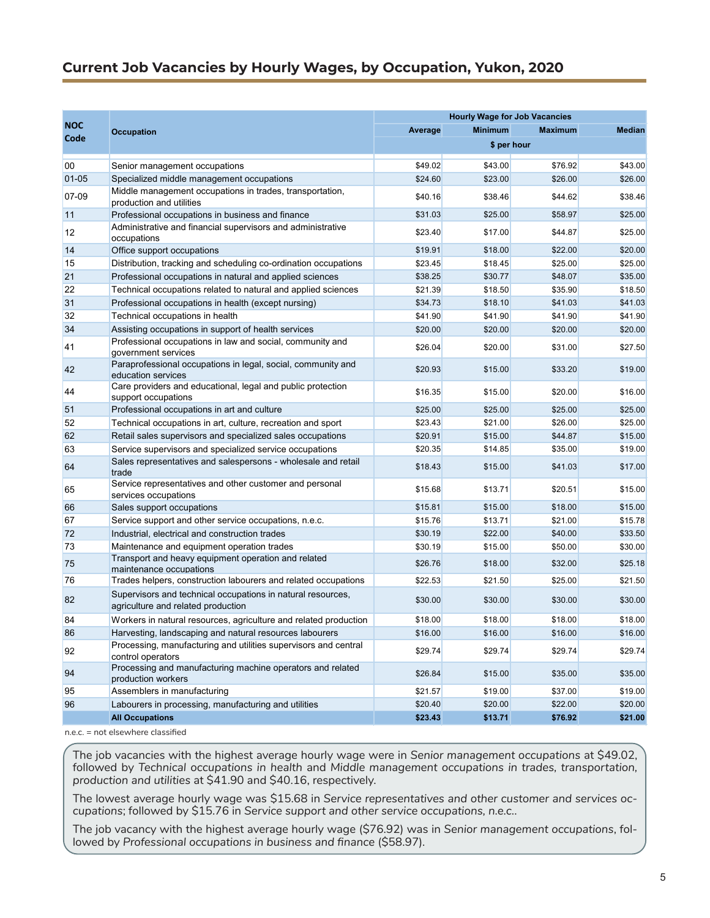## Current Job Vacancies by Hourly Wages, by Occupation, Yukon, 2020

| NOC Code | Occupation | Hourly Wage for Job Vacancies | | | |
|---|---|---|---|---|---|
| | | Average | Minimum | Maximum | Median |
| | | $ per hour | | | |
| 00 | Senior management occupations | $49.02 | $43.00 | $76.92 | $43.00 |
| 01-05 | Specialized middle management occupations | $24.60 | $23.00 | $26.00 | $26.00 |
| 07-09 | Middle management occupations in trades, transportation, production and utilities | $40.16 | $38.46 | $44.62 | $38.46 |
| 11 | Professional occupations in business and finance | $31.03 | $25.00 | $58.97 | $25.00 |
| 12 | Administrative and financial supervisors and administrative occupations | $23.40 | $17.00 | $44.87 | $25.00 |
| 14 | Office support occupations | $19.91 | $18.00 | $22.00 | $20.00 |
| 15 | Distribution, tracking and scheduling co-ordination occupations | $23.45 | $18.45 | $25.00 | $25.00 |
| 21 | Professional occupations in natural and applied sciences | $38.25 | $30.77 | $48.07 | $35.00 |
| 22 | Technical occupations related to natural and applied sciences | $21.39 | $18.50 | $35.90 | $18.50 |
| 31 | Professional occupations in health (except nursing) | $34.73 | $18.10 | $41.03 | $41.03 |
| 32 | Technical occupations in health | $41.90 | $41.90 | $41.90 | $41.90 |
| 34 | Assisting occupations in support of health services | $20.00 | $20.00 | $20.00 | $20.00 |
| 41 | Professional occupations in law and social, community and government services | $26.04 | $20.00 | $31.00 | $27.50 |
| 42 | Paraprofessional occupations in legal, social, community and education services | $20.93 | $15.00 | $33.20 | $19.00 |
| 44 | Care providers and educational, legal and public protection support occupations | $16.35 | $15.00 | $20.00 | $16.00 |
| 51 | Professional occupations in art and culture | $25.00 | $25.00 | $25.00 | $25.00 |
| 52 | Technical occupations in art, culture, recreation and sport | $23.43 | $21.00 | $26.00 | $25.00 |
| 62 | Retail sales supervisors and specialized sales occupations | $20.91 | $15.00 | $44.87 | $15.00 |
| 63 | Service supervisors and specialized service occupations | $20.35 | $14.85 | $35.00 | $19.00 |
| 64 | Sales representatives and salespersons - wholesale and retail trade | $18.43 | $15.00 | $41.03 | $17.00 |
| 65 | Service representatives and other customer and personal services occupations | $15.68 | $13.71 | $20.51 | $15.00 |
| 66 | Sales support occupations | $15.81 | $15.00 | $18.00 | $15.00 |
| 67 | Service support and other service occupations, n.e.c. | $15.76 | $13.71 | $21.00 | $15.78 |
| 72 | Industrial, electrical and construction trades | $30.19 | $22.00 | $40.00 | $33.50 |
| 73 | Maintenance and equipment operation trades | $30.19 | $15.00 | $50.00 | $30.00 |
| 75 | Transport and heavy equipment operation and related maintenance occupations | $26.76 | $18.00 | $32.00 | $25.18 |
| 76 | Trades helpers, construction labourers and related occupations | $22.53 | $21.50 | $25.00 | $21.50 |
| 82 | Supervisors and technical occupations in natural resources, agriculture and related production | $30.00 | $30.00 | $30.00 | $30.00 |
| 84 | Workers in natural resources, agriculture and related production | $18.00 | $18.00 | $18.00 | $18.00 |
| 86 | Harvesting, landscaping and natural resources labourers | $16.00 | $16.00 | $16.00 | $16.00 |
| 92 | Processing, manufacturing and utilities supervisors and central control operators | $29.74 | $29.74 | $29.74 | $29.74 |
| 94 | Processing and manufacturing machine operators and related production workers | $26.84 | $15.00 | $35.00 | $35.00 |
| 95 | Assemblers in manufacturing | $21.57 | $19.00 | $37.00 | $19.00 |
| 96 | Labourers in processing, manufacturing and utilities | $20.40 | $20.00 | $22.00 | $20.00 |
| | **All Occupations** | **$23.43** | **$13.71** | **$76.92** | **$21.00** |

n.e.c. = not elsewhere classified

The job vacancies with the highest average hourly wage were in *Senior management occupations* at $49.02, followed by *Technical occupations in health* and *Middle management occupations in trades, transportation, production and utilities* at $41.90 and $40.16, respectively.

The lowest average hourly wage was $15.68 in *Service representatives and other customer and services occupations*; followed by $15.76 in *Service support and other service occupations, n.e.c.*.

The job vacancy with the highest average hourly wage ($76.92) was in *Senior management occupations*, followed by *Professional occupations in business and finance* ($58.97).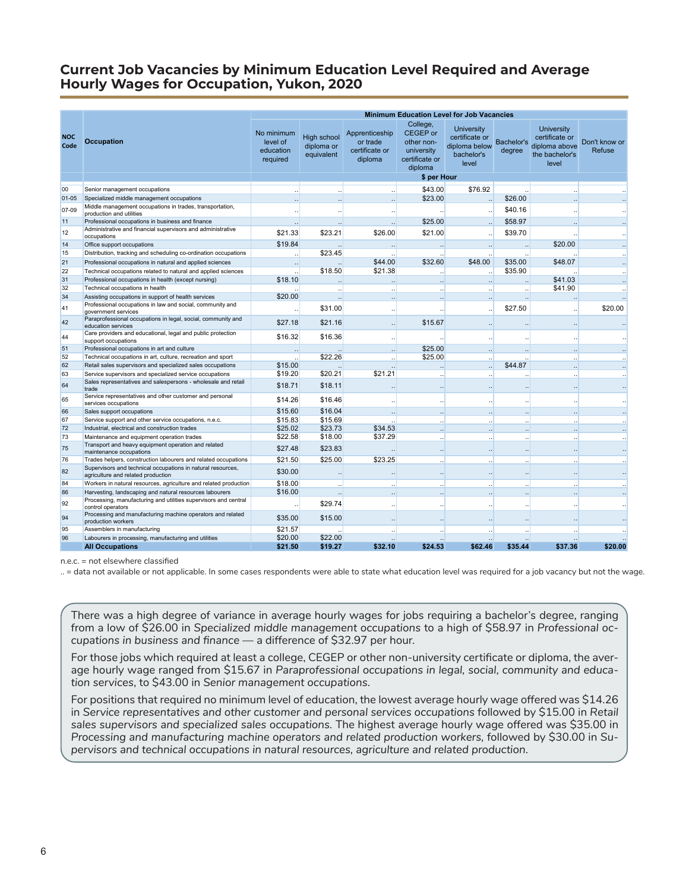## Current Job Vacancies by Minimum Education Level Required and Average Hourly Wages for Occupation, Yukon, 2020

| NOC Code | Occupation | Minimum Education Level for Job Vacancies | | | | | | | |
|---|---|---|---|---|---|---|---|---|---|
| | | No minimum level of education required | High school diploma or equivalent | Apprenticeship or trade certificate or diploma | College, CEGEP or other non-university certificate or diploma | University certificate or diploma below bachelor's level | Bachelor's degree | University certificate or diploma above the bachelor's level | Don't know or Refuse |
| | | $ per Hour | | | | | | | |
| 00 | Senior management occupations | .. | .. | .. | $43.00 | $76.92 | .. | .. | .. |
| 01-05 | Specialized middle management occupations | .. | .. | .. | $23.00 | .. | $26.00 | .. | .. |
| 07-09 | Middle management occupations in trades, transportation, production and utilities | .. | .. | .. | .. | .. | $40.16 | .. | .. |
| 11 | Professional occupations in business and finance | .. | .. | .. | $25.00 | .. | $58.97 | .. | .. |
| 12 | Administrative and financial supervisors and administrative occupations | $21.33 | $23.21 | $26.00 | $21.00 | .. | $39.70 | .. | .. |
| 14 | Office support occupations | $19.84 | .. | .. | .. | .. | .. | $20.00 | .. |
| 15 | Distribution, tracking and scheduling co-ordination occupations | .. | $23.45 | .. | .. | .. | .. | .. | .. |
| 21 | Professional occupations in natural and applied sciences | .. | .. | $44.00 | $32.60 | $48.00 | $35.00 | $48.07 | .. |
| 22 | Technical occupations related to natural and applied sciences | .. | $18.50 | $21.38 | .. | .. | $35.90 | .. | .. |
| 31 | Professional occupations in health (except nursing) | $18.10 | .. | .. | .. | .. | .. | $41.03 | .. |
| 32 | Technical occupations in health | .. | .. | .. | .. | .. | .. | $41.90 | .. |
| 34 | Assisting occupations in support of health services | $20.00 | .. | .. | .. | .. | .. | .. | .. |
| 41 | Professional occupations in law and social, community and government services | .. | $31.00 | .. | .. | .. | $27.50 | .. | $20.00 |
| 42 | Paraprofessional occupations in legal, social, community and education services | $27.18 | $21.16 | .. | $15.67 | .. | .. | .. | .. |
| 44 | Care providers and educational, legal and public protection support occupations | $16.32 | $16.36 | .. | .. | .. | .. | .. | .. |
| 51 | Professional occupations in art and culture | .. | .. | .. | $25.00 | .. | .. | .. | .. |
| 52 | Technical occupations in art, culture, recreation and sport | .. | $22.26 | .. | $25.00 | .. | .. | .. | .. |
| 62 | Retail sales supervisors and specialized sales occupations | $15.00 | .. | .. | .. | .. | $44.87 | .. | .. |
| 63 | Service supervisors and specialized service occupations | $19.20 | $20.21 | $21.21 | .. | .. | .. | .. | .. |
| 64 | Sales representatives and salespersons - wholesale and retail trade | $18.71 | $18.11 | .. | .. | .. | .. | .. | .. |
| 65 | Service representatives and other customer and personal services occupations | $14.26 | $16.46 | .. | .. | .. | .. | .. | .. |
| 66 | Sales support occupations | $15.60 | $16.04 | .. | .. | .. | .. | .. | .. |
| 67 | Service support and other service occupations, n.e.c. | $15.83 | $15.69 | .. | .. | .. | .. | .. | .. |
| 72 | Industrial, electrical and construction trades | $25.02 | $23.73 | $34.53 | .. | .. | .. | .. | .. |
| 73 | Maintenance and equipment operation trades | $22.58 | $18.00 | $37.29 | .. | .. | .. | .. | .. |
| 75 | Transport and heavy equipment operation and related maintenance occupations | $27.48 | $23.83 | .. | .. | .. | .. | .. | .. |
| 76 | Trades helpers, construction labourers and related occupations | $21.50 | $25.00 | $23.25 | .. | .. | .. | .. | .. |
| 82 | Supervisors and technical occupations in natural resources, agriculture and related production | $30.00 | .. | .. | .. | .. | .. | .. | .. |
| 84 | Workers in natural resources, agriculture and related production | $18.00 | .. | .. | .. | .. | .. | .. | .. |
| 86 | Harvesting, landscaping and natural resources labourers | $16.00 | .. | .. | .. | .. | .. | .. | .. |
| 92 | Processing, manufacturing and utilities supervisors and central control operators | .. | $29.74 | .. | .. | .. | .. | .. | .. |
| 94 | Processing and manufacturing machine operators and related production workers | $35.00 | $15.00 | .. | .. | .. | .. | .. | .. |
| 95 | Assemblers in manufacturing | $21.57 | .. | .. | .. | .. | .. | .. | .. |
| 96 | Labourers in processing, manufacturing and utilities | $20.00 | $22.00 | .. | .. | .. | .. | .. | .. |
| | **All Occupations** | **$21.50** | **$19.27** | **$32.10** | **$24.53** | **$62.46** | **$35.44** | **$37.36** | **$20.00** |

n.e.c. = not elsewhere classified

.. = data not available or not applicable. In some cases respondents were able to state what education level was required for a job vacancy but not the wage.

There was a high degree of variance in average hourly wages for jobs requiring a bachelor's degree, ranging from a low of $26.00 in *Specialized middle management occupations* to a high of $58.97 in *Professional occupations in business and finance* — a difference of $32.97 per hour.

For those jobs which required at least a college, CEGEP or other non-university certificate or diploma, the average hourly wage ranged from $15.67 in *Paraprofessional occupations in legal, social, community and education services*, to $43.00 in *Senior management occupations*.

For positions that required no minimum level of education, the lowest average hourly wage offered was $14.26 in *Service representatives and other customer and personal services occupations* followed by $15.00 in *Retail sales supervisors and specialized sales occupations*. The highest average hourly wage offered was $35.00 in *Processing and manufacturing machine operators and related production workers*, followed by $30.00 in *Supervisors and technical occupations in natural resources, agriculture and related production*.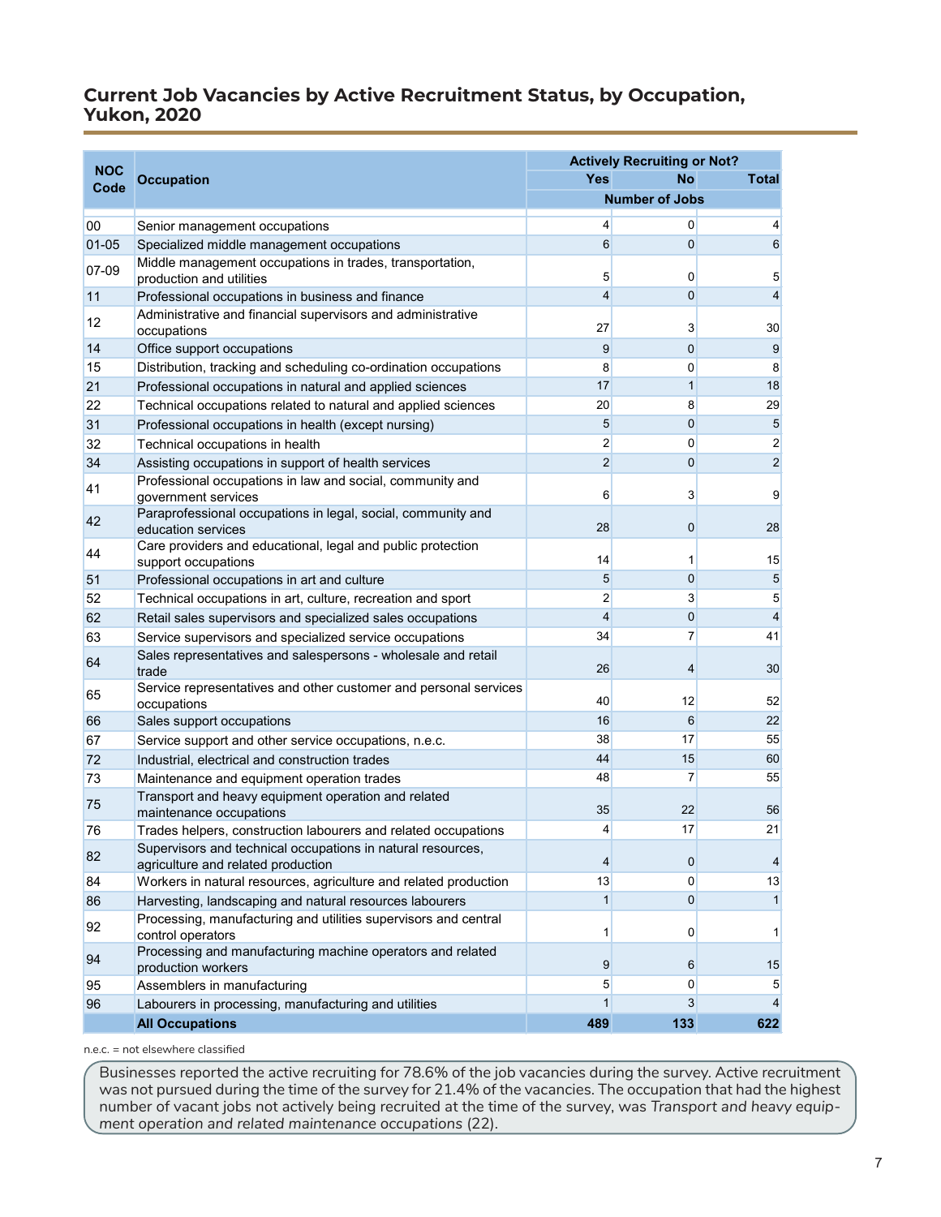## Current Job Vacancies by Active Recruitment Status, by Occupation, Yukon, 2020

| NOC Code | Occupation | Actively Recruiting or Not? | | |
|---|---|---|---|---|
| | | Yes | No | Total |
| | | Number of Jobs | | |
| 00 | Senior management occupations | 4 | 0 | 4 |
| 01-05 | Specialized middle management occupations | 6 | 0 | 6 |
| 07-09 | Middle management occupations in trades, transportation, production and utilities | 5 | 0 | 5 |
| 11 | Professional occupations in business and finance | 4 | 0 | 4 |
| 12 | Administrative and financial supervisors and administrative occupations | 27 | 3 | 30 |
| 14 | Office support occupations | 9 | 0 | 9 |
| 15 | Distribution, tracking and scheduling co-ordination occupations | 8 | 0 | 8 |
| 21 | Professional occupations in natural and applied sciences | 17 | 1 | 18 |
| 22 | Technical occupations related to natural and applied sciences | 20 | 8 | 29 |
| 31 | Professional occupations in health (except nursing) | 5 | 0 | 5 |
| 32 | Technical occupations in health | 2 | 0 | 2 |
| 34 | Assisting occupations in support of health services | 2 | 0 | 2 |
| 41 | Professional occupations in law and social, community and government services | 6 | 3 | 9 |
| 42 | Paraprofessional occupations in legal, social, community and education services | 28 | 0 | 28 |
| 44 | Care providers and educational, legal and public protection support occupations | 14 | 1 | 15 |
| 51 | Professional occupations in art and culture | 5 | 0 | 5 |
| 52 | Technical occupations in art, culture, recreation and sport | 2 | 3 | 5 |
| 62 | Retail sales supervisors and specialized sales occupations | 4 | 0 | 4 |
| 63 | Service supervisors and specialized service occupations | 34 | 7 | 41 |
| 64 | Sales representatives and salespersons - wholesale and retail trade | 26 | 4 | 30 |
| 65 | Service representatives and other customer and personal services occupations | 40 | 12 | 52 |
| 66 | Sales support occupations | 16 | 6 | 22 |
| 67 | Service support and other service occupations, n.e.c. | 38 | 17 | 55 |
| 72 | Industrial, electrical and construction trades | 44 | 15 | 60 |
| 73 | Maintenance and equipment operation trades | 48 | 7 | 55 |
| 75 | Transport and heavy equipment operation and related maintenance occupations | 35 | 22 | 56 |
| 76 | Trades helpers, construction labourers and related occupations | 4 | 17 | 21 |
| 82 | Supervisors and technical occupations in natural resources, agriculture and related production | 4 | 0 | 4 |
| 84 | Workers in natural resources, agriculture and related production | 13 | 0 | 13 |
| 86 | Harvesting, landscaping and natural resources labourers | 1 | 0 | 1 |
| 92 | Processing, manufacturing and utilities supervisors and central control operators | 1 | 0 | 1 |
| 94 | Processing and manufacturing machine operators and related production workers | 9 | 6 | 15 |
| 95 | Assemblers in manufacturing | 5 | 0 | 5 |
| 96 | Labourers in processing, manufacturing and utilities | 1 | 3 | 4 |
| | **All Occupations** | **489** | **133** | **622** |

n.e.c. = not elsewhere classified

Businesses reported the active recruiting for 78.6% of the job vacancies during the survey. Active recruitment was not pursued during the time of the survey for 21.4% of the vacancies. The occupation that had the highest number of vacant jobs not actively being recruited at the time of the survey, was *Transport and heavy equipment operation and related maintenance occupations* (22).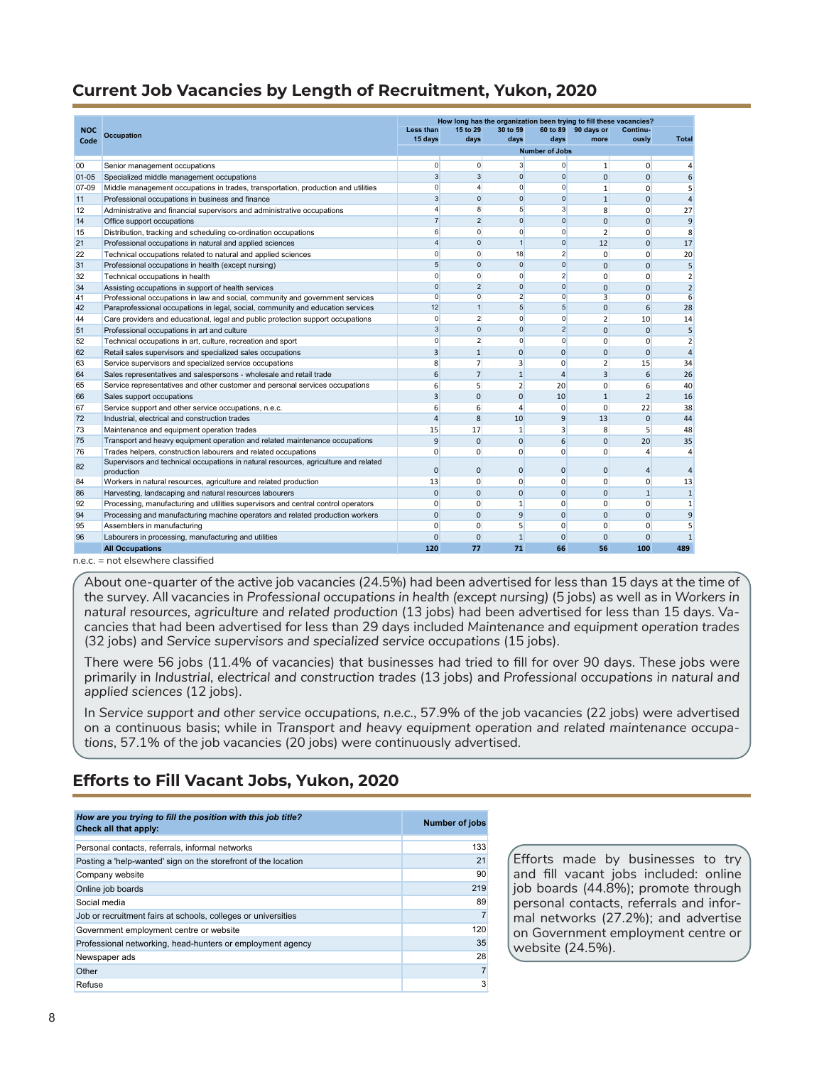## Current Job Vacancies by Length of Recruitment, Yukon, 2020

| NOC Code | Occupation | Less than 15 days | 15 to 29 days | 30 to 59 days | 60 to 89 days | 90 days or more | Continuously | Total |
|---|---|---|---|---|---|---|---|---|
| | | How long has the organization been trying to fill these vacancies? | | | | | | |
| | | Number of Jobs | | | | | | |
| 00 | Senior management occupations | 0 | 0 | 3 | 0 | 1 | 0 | 4 |
| 01-05 | Specialized middle management occupations | 3 | 3 | 0 | 0 | 0 | 0 | 6 |
| 07-09 | Middle management occupations in trades, transportation, production and utilities | 0 | 4 | 0 | 0 | 1 | 0 | 5 |
| 11 | Professional occupations in business and finance | 3 | 0 | 0 | 0 | 1 | 0 | 4 |
| 12 | Administrative and financial supervisors and administrative occupations | 4 | 8 | 5 | 3 | 8 | 0 | 27 |
| 14 | Office support occupations | 7 | 2 | 0 | 0 | 0 | 0 | 9 |
| 15 | Distribution, tracking and scheduling co-ordination occupations | 6 | 0 | 0 | 0 | 2 | 0 | 8 |
| 21 | Professional occupations in natural and applied sciences | 4 | 0 | 1 | 0 | 12 | 0 | 17 |
| 22 | Technical occupations related to natural and applied sciences | 0 | 0 | 18 | 2 | 0 | 0 | 20 |
| 31 | Professional occupations in health (except nursing) | 5 | 0 | 0 | 0 | 0 | 0 | 5 |
| 32 | Technical occupations in health | 0 | 0 | 0 | 2 | 0 | 0 | 2 |
| 34 | Assisting occupations in support of health services | 0 | 2 | 0 | 0 | 0 | 0 | 2 |
| 41 | Professional occupations in law and social, community and government services | 0 | 0 | 2 | 0 | 3 | 0 | 6 |
| 42 | Paraprofessional occupations in legal, social, community and education services | 12 | 1 | 5 | 5 | 0 | 6 | 28 |
| 44 | Care providers and educational, legal and public protection support occupations | 0 | 2 | 0 | 0 | 2 | 10 | 14 |
| 51 | Professional occupations in art and culture | 3 | 0 | 0 | 2 | 0 | 0 | 5 |
| 52 | Technical occupations in art, culture, recreation and sport | 0 | 2 | 0 | 0 | 0 | 0 | 2 |
| 62 | Retail sales supervisors and specialized sales occupations | 3 | 1 | 0 | 0 | 0 | 0 | 4 |
| 63 | Service supervisors and specialized service occupations | 8 | 7 | 3 | 0 | 2 | 15 | 34 |
| 64 | Sales representatives and salespersons - wholesale and retail trade | 6 | 7 | 1 | 4 | 3 | 6 | 26 |
| 65 | Service representatives and other customer and personal services occupations | 6 | 5 | 2 | 20 | 0 | 6 | 40 |
| 66 | Sales support occupations | 3 | 0 | 0 | 10 | 1 | 2 | 16 |
| 67 | Service support and other service occupations, n.e.c. | 6 | 6 | 4 | 0 | 0 | 22 | 38 |
| 72 | Industrial, electrical and construction trades | 4 | 8 | 10 | 9 | 13 | 0 | 44 |
| 73 | Maintenance and equipment operation trades | 15 | 17 | 1 | 3 | 8 | 5 | 48 |
| 75 | Transport and heavy equipment operation and related maintenance occupations | 9 | 0 | 0 | 6 | 0 | 20 | 35 |
| 76 | Trades helpers, construction labourers and related occupations | 0 | 0 | 0 | 0 | 0 | 4 | 4 |
| 82 | Supervisors and technical occupations in natural resources, agriculture and related production | 0 | 0 | 0 | 0 | 0 | 4 | 4 |
| 84 | Workers in natural resources, agriculture and related production | 13 | 0 | 0 | 0 | 0 | 0 | 13 |
| 86 | Harvesting, landscaping and natural resources labourers | 0 | 0 | 0 | 0 | 0 | 1 | 1 |
| 92 | Processing, manufacturing and utilities supervisors and central control operators | 0 | 0 | 1 | 0 | 0 | 0 | 1 |
| 94 | Processing and manufacturing machine operators and related production workers | 0 | 0 | 9 | 0 | 0 | 0 | 9 |
| 95 | Assemblers in manufacturing | 0 | 0 | 5 | 0 | 0 | 0 | 5 |
| 96 | Labourers in processing, manufacturing and utilities | 0 | 0 | 1 | 0 | 0 | 0 | 1 |
| | **All Occupations** | **120** | **77** | **71** | **66** | **56** | **100** | **489** |

n.e.c. = not elsewhere classified

About one-quarter of the active job vacancies (24.5%) had been advertised for less than 15 days at the time of the survey. All vacancies in *Professional occupations in health (except nursing)* (5 jobs) as well as in *Workers in natural resources, agriculture and related production* (13 jobs) had been advertised for less than 15 days. Vacancies that had been advertised for less than 29 days included *Maintenance and equipment operation trades* (32 jobs) and *Service supervisors and specialized service occupations* (15 jobs).

There were 56 jobs (11.4% of vacancies) that businesses had tried to fill for over 90 days. These jobs were primarily in *Industrial, electrical and construction trades* (13 jobs) and *Professional occupations in natural and applied sciences* (12 jobs).

In *Service support and other service occupations, n.e.c.*, 57.9% of the job vacancies (22 jobs) were advertised on a continuous basis; while in *Transport and heavy equipment operation and related maintenance occupations*, 57.1% of the job vacancies (20 jobs) were continuously advertised.

## Efforts to Fill Vacant Jobs, Yukon, 2020

| ***How are you trying to fill the position with this job title?*** **Check all that apply:** | Number of jobs |
|---|---|
| Personal contacts, referrals, informal networks | 133 |
| Posting a 'help-wanted' sign on the storefront of the location | 21 |
| Company website | 90 |
| Online job boards | 219 |
| Social media | 89 |
| Job or recruitment fairs at schools, colleges or universities | 7 |
| Government employment centre or website | 120 |
| Professional networking, head-hunters or employment agency | 35 |
| Newspaper ads | 28 |
| Other | 7 |
| Refuse | 3 |

Efforts made by businesses to try and fill vacant jobs included: online job boards (44.8%); promote through personal contacts, referrals and informal networks (27.2%); and advertise on Government employment centre or website (24.5%).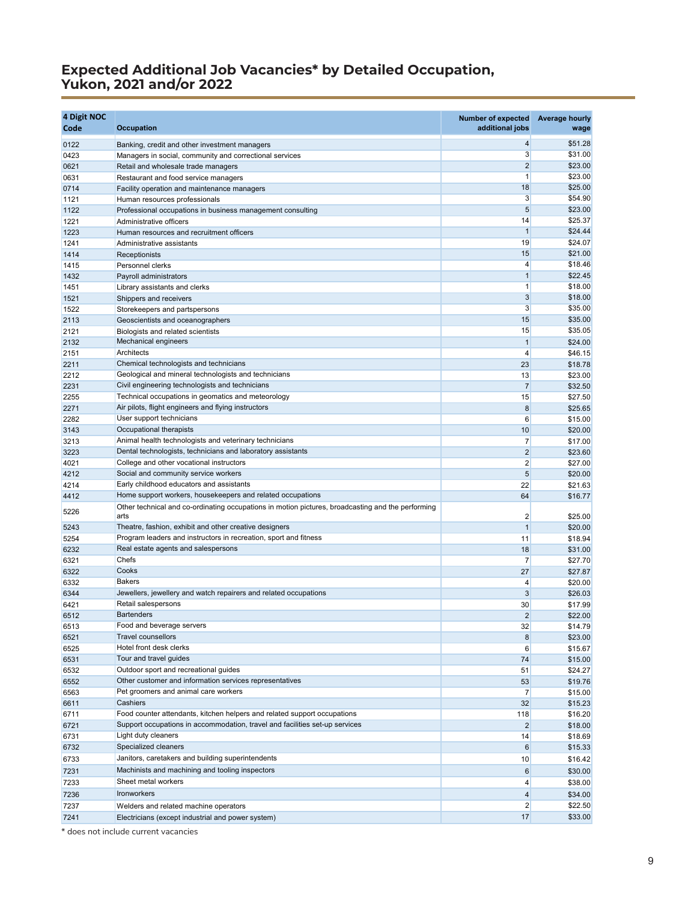## Expected Additional Job Vacancies* by Detailed Occupation, Yukon, 2021 and/or 2022

| 4 Digit NOC Code | Occupation | Number of expected additional jobs | Average hourly wage |
|---|---|---|---|
| 0122 | Banking, credit and other investment managers | 4 | $51.28 |
| 0423 | Managers in social, community and correctional services | 3 | $31.00 |
| 0621 | Retail and wholesale trade managers | 2 | $23.00 |
| 0631 | Restaurant and food service managers | 1 | $23.00 |
| 0714 | Facility operation and maintenance managers | 18 | $25.00 |
| 1121 | Human resources professionals | 3 | $54.90 |
| 1122 | Professional occupations in business management consulting | 5 | $23.00 |
| 1221 | Administrative officers | 14 | $25.37 |
| 1223 | Human resources and recruitment officers | 1 | $24.44 |
| 1241 | Administrative assistants | 19 | $24.07 |
| 1414 | Receptionists | 15 | $21.00 |
| 1415 | Personnel clerks | 4 | $18.46 |
| 1432 | Payroll administrators | 1 | $22.45 |
| 1451 | Library assistants and clerks | 1 | $18.00 |
| 1521 | Shippers and receivers | 3 | $18.00 |
| 1522 | Storekeepers and partspersons | 3 | $35.00 |
| 2113 | Geoscientists and oceanographers | 15 | $35.00 |
| 2121 | Biologists and related scientists | 15 | $35.05 |
| 2132 | Mechanical engineers | 1 | $24.00 |
| 2151 | Architects | 4 | $46.15 |
| 2211 | Chemical technologists and technicians | 23 | $18.78 |
| 2212 | Geological and mineral technologists and technicians | 13 | $23.00 |
| 2231 | Civil engineering technologists and technicians | 7 | $32.50 |
| 2255 | Technical occupations in geomatics and meteorology | 15 | $27.50 |
| 2271 | Air pilots, flight engineers and flying instructors | 8 | $25.65 |
| 2282 | User support technicians | 6 | $15.00 |
| 3143 | Occupational therapists | 10 | $20.00 |
| 3213 | Animal health technologists and veterinary technicians | 7 | $17.00 |
| 3223 | Dental technologists, technicians and laboratory assistants | 2 | $23.60 |
| 4021 | College and other vocational instructors | 2 | $27.00 |
| 4212 | Social and community service workers | 5 | $20.00 |
| 4214 | Early childhood educators and assistants | 22 | $21.63 |
| 4412 | Home support workers, housekeepers and related occupations | 64 | $16.77 |
| 5226 | Other technical and co-ordinating occupations in motion pictures, broadcasting and the performing arts | 2 | $25.00 |
| 5243 | Theatre, fashion, exhibit and other creative designers | 1 | $20.00 |
| 5254 | Program leaders and instructors in recreation, sport and fitness | 11 | $18.94 |
| 6232 | Real estate agents and salespersons | 18 | $31.00 |
| 6321 | Chefs | 7 | $27.70 |
| 6322 | Cooks | 27 | $27.87 |
| 6332 | Bakers | 4 | $20.00 |
| 6344 | Jewellers, jewellery and watch repairers and related occupations | 3 | $26.03 |
| 6421 | Retail salespersons | 30 | $17.99 |
| 6512 | Bartenders | 2 | $22.00 |
| 6513 | Food and beverage servers | 32 | $14.79 |
| 6521 | Travel counsellors | 8 | $23.00 |
| 6525 | Hotel front desk clerks | 6 | $15.67 |
| 6531 | Tour and travel guides | 74 | $15.00 |
| 6532 | Outdoor sport and recreational guides | 51 | $24.27 |
| 6552 | Other customer and information services representatives | 53 | $19.76 |
| 6563 | Pet groomers and animal care workers | 7 | $15.00 |
| 6611 | Cashiers | 32 | $15.23 |
| 6711 | Food counter attendants, kitchen helpers and related support occupations | 118 | $16.20 |
| 6721 | Support occupations in accommodation, travel and facilities set-up services | 2 | $18.00 |
| 6731 | Light duty cleaners | 14 | $18.69 |
| 6732 | Specialized cleaners | 6 | $15.33 |
| 6733 | Janitors, caretakers and building superintendents | 10 | $16.42 |
| 7231 | Machinists and machining and tooling inspectors | 6 | $30.00 |
| 7233 | Sheet metal workers | 4 | $38.00 |
| 7236 | Ironworkers | 4 | $34.00 |
| 7237 | Welders and related machine operators | 2 | $22.50 |
| 7241 | Electricians (except industrial and power system) | 17 | $33.00 |

* does not include current vacancies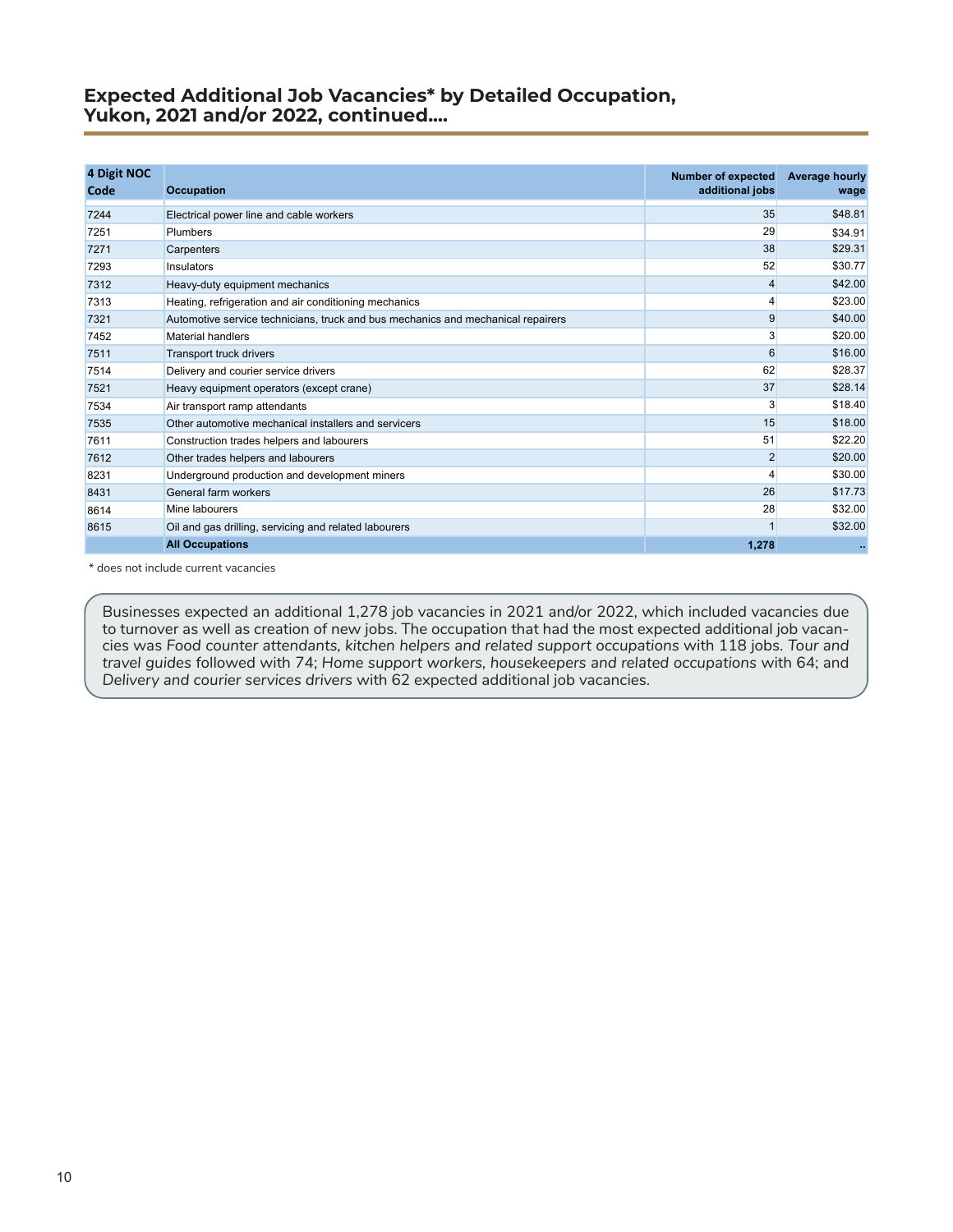## Expected Additional Job Vacancies* by Detailed Occupation, Yukon, 2021 and/or 2022, continued....

| 4 Digit NOC Code | Occupation | Number of expected additional jobs | Average hourly wage |
|---|---|---|---|
| 7244 | Electrical power line and cable workers | 35 | $48.81 |
| 7251 | Plumbers | 29 | $34.91 |
| 7271 | Carpenters | 38 | $29.31 |
| 7293 | Insulators | 52 | $30.77 |
| 7312 | Heavy-duty equipment mechanics | 4 | $42.00 |
| 7313 | Heating, refrigeration and air conditioning mechanics | 4 | $23.00 |
| 7321 | Automotive service technicians, truck and bus mechanics and mechanical repairers | 9 | $40.00 |
| 7452 | Material handlers | 3 | $20.00 |
| 7511 | Transport truck drivers | 6 | $16.00 |
| 7514 | Delivery and courier service drivers | 62 | $28.37 |
| 7521 | Heavy equipment operators (except crane) | 37 | $28.14 |
| 7534 | Air transport ramp attendants | 3 | $18.40 |
| 7535 | Other automotive mechanical installers and servicers | 15 | $18.00 |
| 7611 | Construction trades helpers and labourers | 51 | $22.20 |
| 7612 | Other trades helpers and labourers | 2 | $20.00 |
| 8231 | Underground production and development miners | 4 | $30.00 |
| 8431 | General farm workers | 26 | $17.73 |
| 8614 | Mine labourers | 28 | $32.00 |
| 8615 | Oil and gas drilling, servicing and related labourers | 1 | $32.00 |
| | **All Occupations** | **1,278** | **..** |

* does not include current vacancies

Businesses expected an additional 1,278 job vacancies in 2021 and/or 2022, which included vacancies due to turnover as well as creation of new jobs. The occupation that had the most expected additional job vacancies was *Food counter attendants, kitchen helpers and related support occupations* with 118 jobs. *Tour and travel guides* followed with 74; *Home support workers, housekeepers and related occupations* with 64; and *Delivery and courier services drivers* with 62 expected additional job vacancies.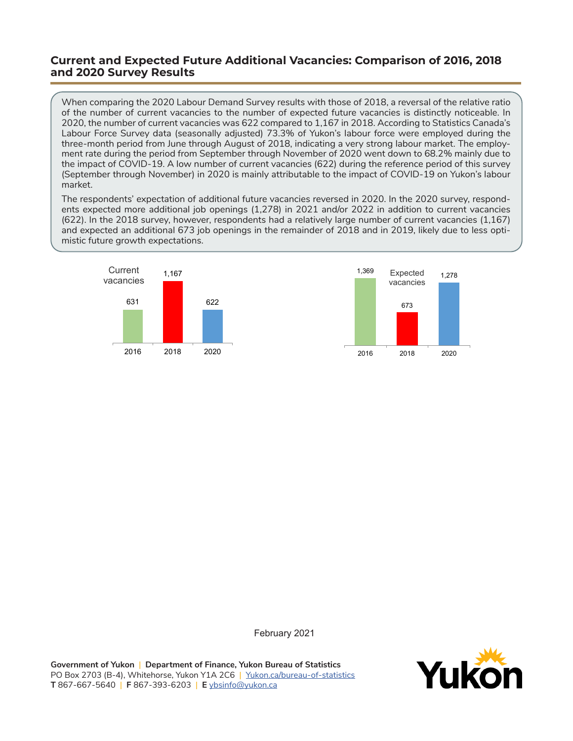## Current and Expected Future Additional Vacancies: Comparison of 2016, 2018 and 2020 Survey Results

When comparing the 2020 Labour Demand Survey results with those of 2018, a reversal of the relative ratio of the number of current vacancies to the number of expected future vacancies is distinctly noticeable. In 2020, the number of current vacancies was 622 compared to 1,167 in 2018. According to Statistics Canada's Labour Force Survey data (seasonally adjusted) 73.3% of Yukon's labour force were employed during the three-month period from June through August of 2018, indicating a very strong labour market. The employment rate during the period from September through November of 2020 went down to 68.2% mainly due to the impact of COVID-19. A low number of current vacancies (622) during the reference period of this survey (September through November) in 2020 is mainly attributable to the impact of COVID-19 on Yukon's labour market.

The respondents' expectation of additional future vacancies reversed in 2020. In the 2020 survey, respondents expected more additional job openings (1,278) in 2021 and/or 2022 in addition to current vacancies (622). In the 2018 survey, however, respondents had a relatively large number of current vacancies (1,167) and expected an additional 673 job openings in the remainder of 2018 and in 2019, likely due to less optimistic future growth expectations.

Current vacancies

631
1,167
622

2016
2018
2020

Expected vacancies

1,369
673
1,278

2016
2018
2020

February 2021

**Government of Yukon** | **Department of Finance, Yukon Bureau of Statistics**
PO Box 2703 (B-4), Whitehorse, Yukon Y1A 2C6 | Yukon.ca/bureau-of-statistics
**T** 867-667-5640 | **F** 867-393-6203 | **E** ybsinfo@yukon.ca

Yukon